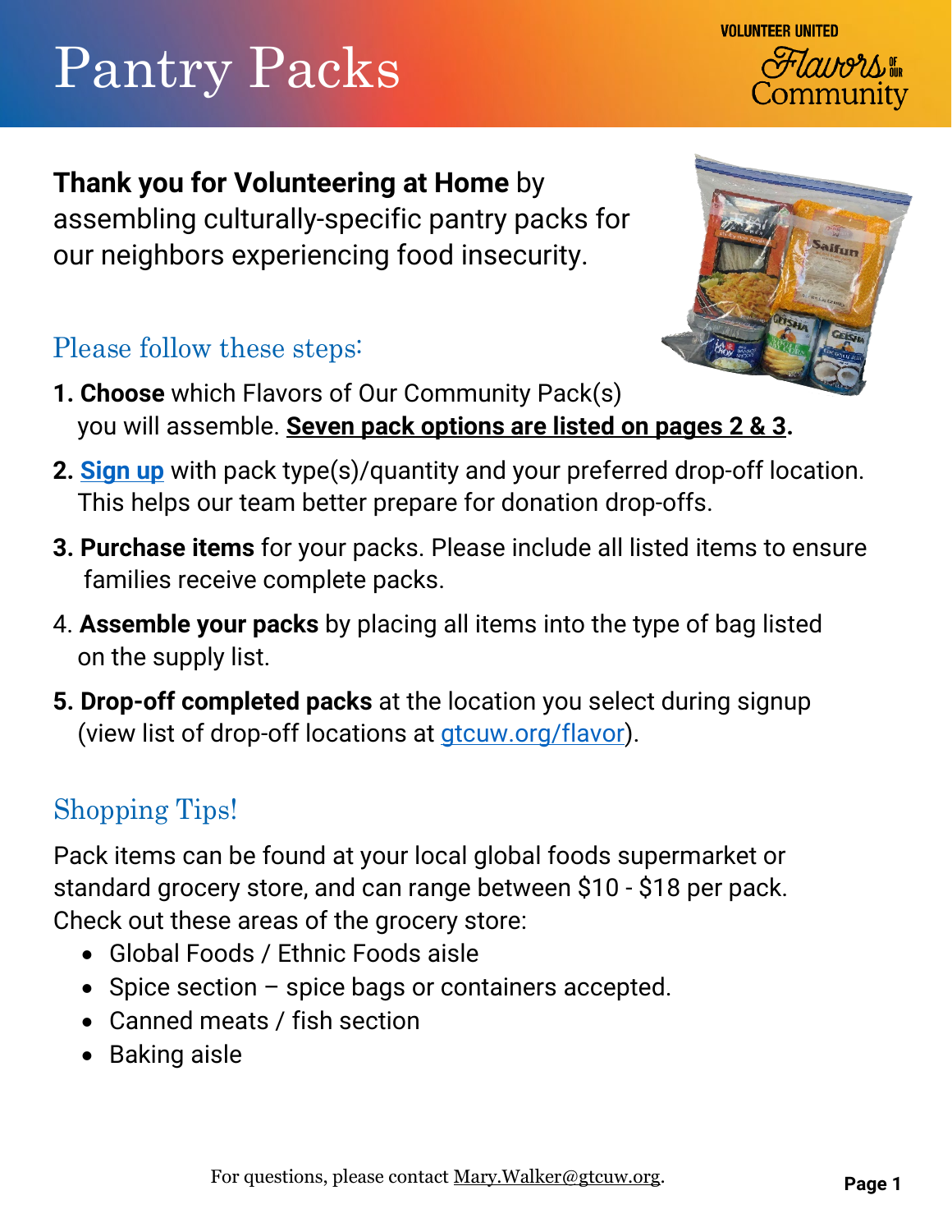# Pantry Packs

VOLUNTEER UNITED Flavors of Our Community

**Thank you for Volunteering at Home** by assembling culturally-specific pantry packs for our neighbors experiencing food insecurity.

## Please follow these steps:

1. **Choose** which Flavors of Our Community Pack(s) you will assemble. **Seven pack options are listed on pages 2 & 3.**
2. **Sign up** with pack type(s)/quantity and your preferred drop-off location. This helps our team better prepare for donation drop-offs.
3. **Purchase items** for your packs. Please include all listed items to ensure families receive complete packs.
4. **Assemble your packs** by placing all items into the type of bag listed on the supply list.
5. **Drop-off completed packs** at the location you select during signup (view list of drop-off locations at gtcuw.org/flavor).

## Shopping Tips!

Pack items can be found at your local global foods supermarket or standard grocery store, and can range between $10 - $18 per pack. Check out these areas of the grocery store:

- Global Foods / Ethnic Foods aisle
- Spice section – spice bags or containers accepted.
- Canned meats / fish section
- Baking aisle

For questions, please contact Mary.Walker@gtcuw.org.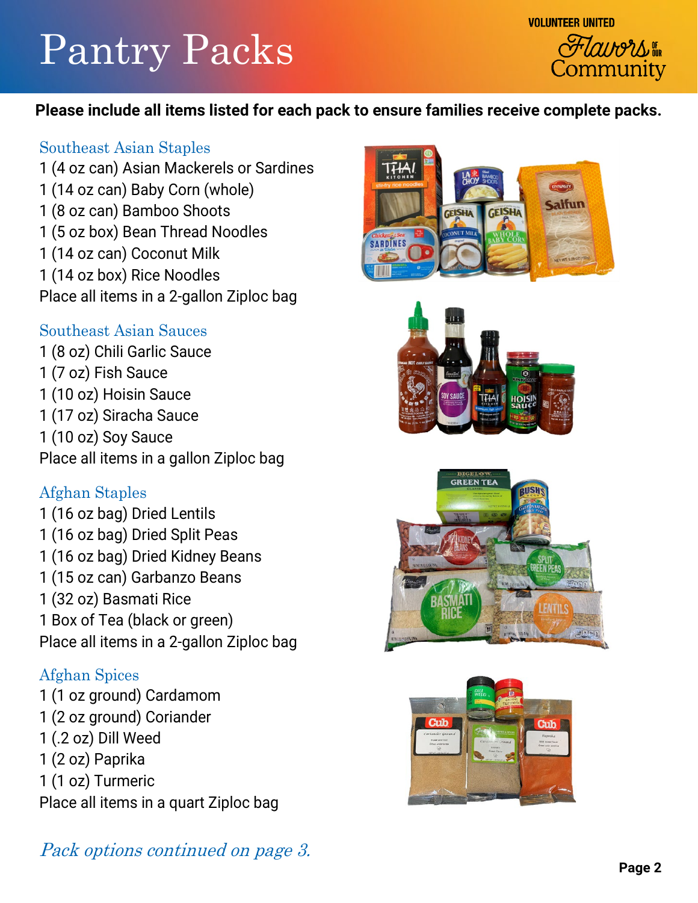# Pantry Packs

VOLUNTEER UNITED
Flavors of our Community

**Please include all items listed for each pack to ensure families receive complete packs.**

## Southeast Asian Staples

1 (4 oz can) Asian Mackerels or Sardines
1 (14 oz can) Baby Corn (whole)
1 (8 oz can) Bamboo Shoots
1 (5 oz box) Bean Thread Noodles
1 (14 oz can) Coconut Milk
1 (14 oz box) Rice Noodles
Place all items in a 2-gallon Ziploc bag

## Southeast Asian Sauces

1 (8 oz) Chili Garlic Sauce
1 (7 oz) Fish Sauce
1 (10 oz) Hoisin Sauce
1 (17 oz) Siracha Sauce
1 (10 oz) Soy Sauce
Place all items in a gallon Ziploc bag

## Afghan Staples

1 (16 oz bag) Dried Lentils
1 (16 oz bag) Dried Split Peas
1 (16 oz bag) Dried Kidney Beans
1 (15 oz can) Garbanzo Beans
1 (32 oz) Basmati Rice
1 Box of Tea (black or green)
Place all items in a 2-gallon Ziploc bag

## Afghan Spices

1 (1 oz ground) Cardamom
1 (2 oz ground) Coriander
1 (.2 oz) Dill Weed
1 (2 oz) Paprika
1 (1 oz) Turmeric
Place all items in a quart Ziploc bag

*Pack options continued on page 3.*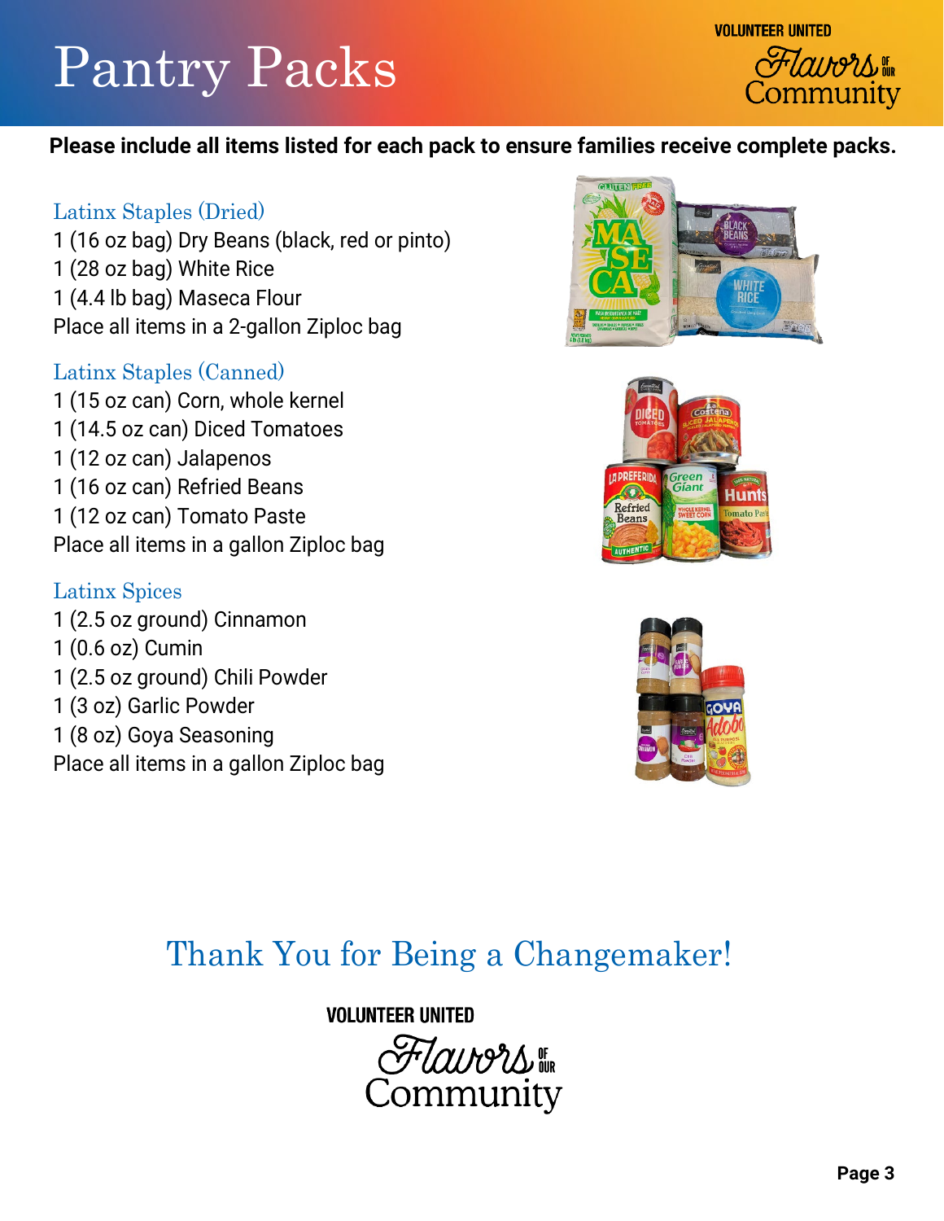# Pantry Packs

VOLUNTEER UNITED Flavors of our Community

**Please include all items listed for each pack to ensure families receive complete packs.**

## Latinx Staples (Dried)

1 (16 oz bag) Dry Beans (black, red or pinto)
1 (28 oz bag) White Rice
1 (4.4 lb bag) Maseca Flour
Place all items in a 2-gallon Ziploc bag

## Latinx Staples (Canned)

1 (15 oz can) Corn, whole kernel
1 (14.5 oz can) Diced Tomatoes
1 (12 oz can) Jalapenos
1 (16 oz can) Refried Beans
1 (12 oz can) Tomato Paste
Place all items in a gallon Ziploc bag

## Latinx Spices

1 (2.5 oz ground) Cinnamon
1 (0.6 oz) Cumin
1 (2.5 oz ground) Chili Powder
1 (3 oz) Garlic Powder
1 (8 oz) Goya Seasoning
Place all items in a gallon Ziploc bag

## Thank You for Being a Changemaker!

VOLUNTEER UNITED Flavors of our Community